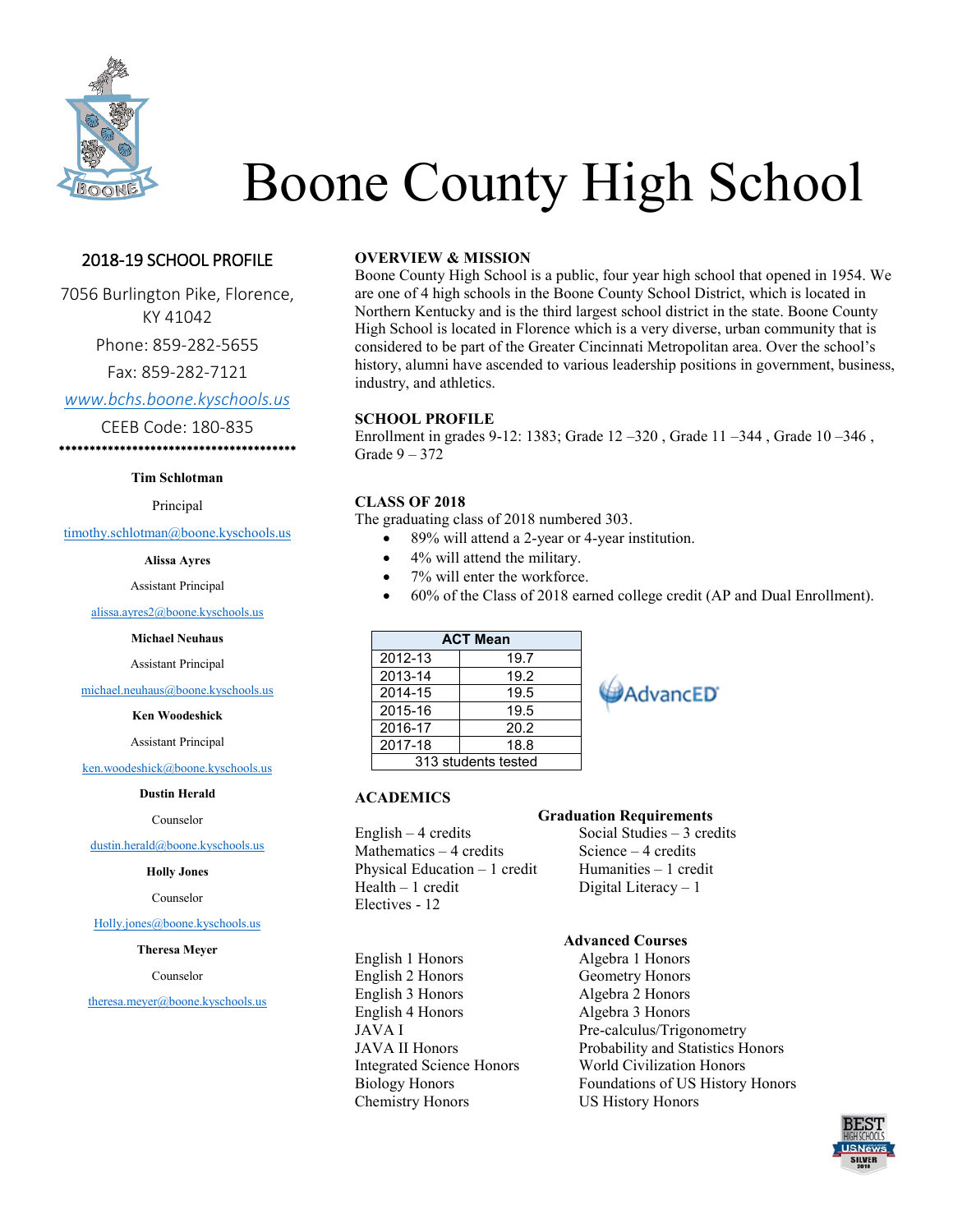# Boone County High School

## 2018-19 SCHOOL PROFILE

7056 Burlington Pike, Florence, KY 41042

Phone: 859-282-5655

Fax: 859-282-7121

www.bchs.boone.kyschools.us

CEEB Code: 180-835

****************************************

**Tim Schlotman**

Principal

timothy.schlotman@boone.kyschools.us

**Alissa Ayres**

Assistant Principal

alissa.ayres2@boone.kyschools.us

**Michael Neuhaus**

Assistant Principal

michael.neuhaus@boone.kyschools.us

**Ken Woodeshick**

Assistant Principal

ken.woodeshick@boone.kyschools.us

**Dustin Herald**

Counselor

dustin.herald@boone.kyschools.us

**Holly Jones**

Counselor

Holly.jones@boone.kyschools.us

**Theresa Meyer**

Counselor

theresa.meyer@boone.kyschools.us

### OVERVIEW & MISSION

Boone County High School is a public, four year high school that opened in 1954. We are one of 4 high schools in the Boone County School District, which is located in Northern Kentucky and is the third largest school district in the state. Boone County High School is located in Florence which is a very diverse, urban community that is considered to be part of the Greater Cincinnati Metropolitan area. Over the school's history, alumni have ascended to various leadership positions in government, business, industry, and athletics.

### SCHOOL PROFILE

Enrollment in grades 9-12: 1383; Grade 12 –320 , Grade 11 –344 , Grade 10 –346 , Grade 9 – 372

### CLASS OF 2018

The graduating class of 2018 numbered 303.

- 89% will attend a 2-year or 4-year institution.
- 4% will attend the military.
- 7% will enter the workforce.
- 60% of the Class of 2018 earned college credit (AP and Dual Enrollment).

| ACT Mean | |
|---|---|
| 2012-13 | 19.7 |
| 2013-14 | 19.2 |
| 2014-15 | 19.5 |
| 2015-16 | 19.5 |
| 2016-17 | 20.2 |
| 2017-18 | 18.8 |
| 313 students tested | |

AdvancED

### ACADEMICS

**Graduation Requirements**

English – 4 credits
Mathematics – 4 credits
Physical Education – 1 credit
Health – 1 credit
Electives - 12
Social Studies – 3 credits
Science – 4 credits
Humanities – 1 credit
Digital Literacy – 1

**Advanced Courses**

English 1 Honors
English 2 Honors
English 3 Honors
English 4 Honors
JAVA I
JAVA II Honors
Integrated Science Honors
Biology Honors
Chemistry Honors
Algebra 1 Honors
Geometry Honors
Algebra 2 Honors
Algebra 3 Honors
Pre-calculus/Trigonometry
Probability and Statistics Honors
World Civilization Honors
Foundations of US History Honors
US History Honors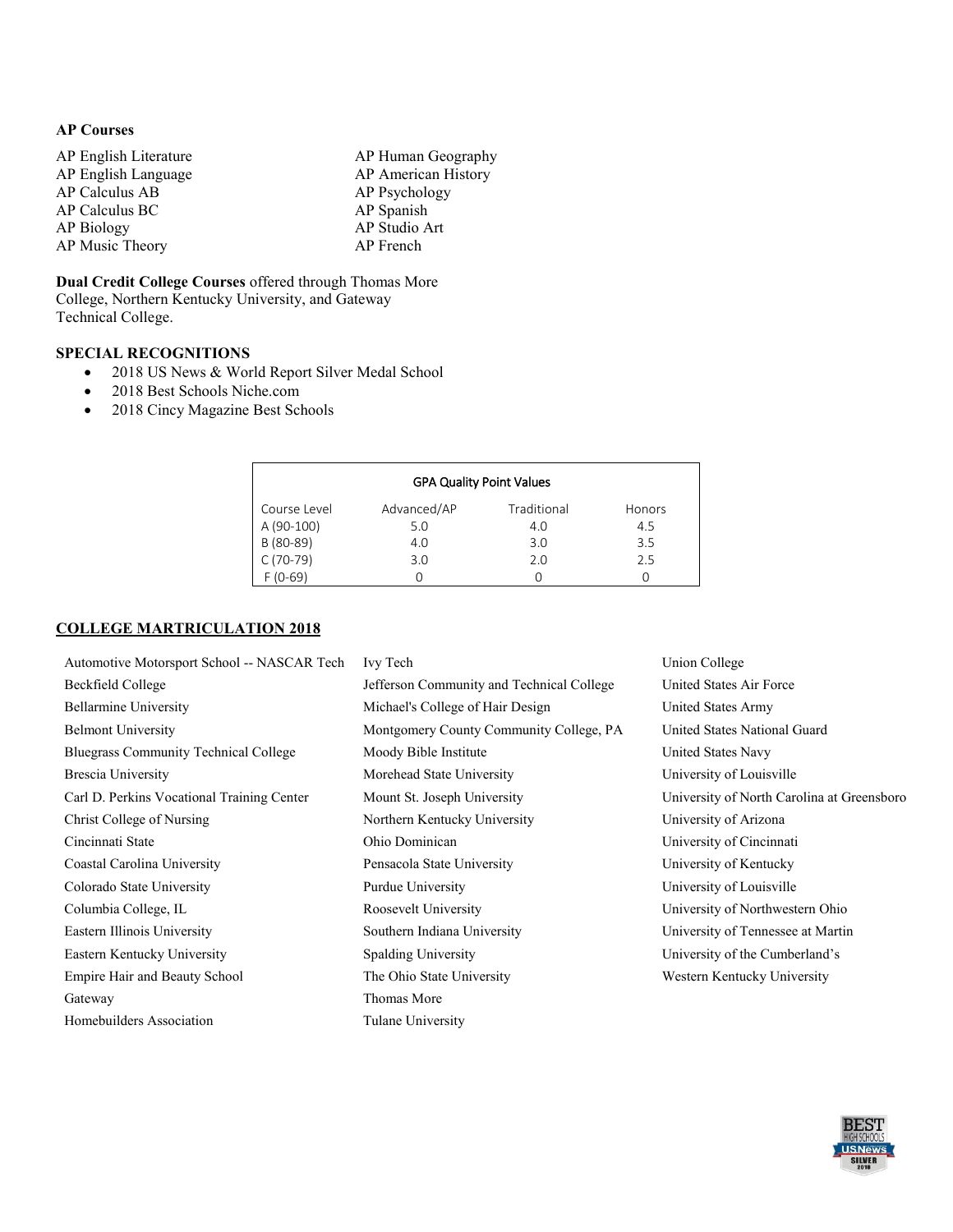**AP Courses**

AP English Literature
AP English Language
AP Calculus AB
AP Calculus BC
AP Biology
AP Music Theory
AP Human Geography
AP American History
AP Psychology
AP Spanish
AP Studio Art
AP French

**Dual Credit College Courses** offered through Thomas More College, Northern Kentucky University, and Gateway Technical College.

**SPECIAL RECOGNITIONS**

- 2018 US News & World Report Silver Medal School
- 2018 Best Schools Niche.com
- 2018 Cincy Magazine Best Schools

| GPA Quality Point Values | | | |
|---|---|---|---|
| Course Level | Advanced/AP | Traditional | Honors |
| A (90-100) | 5.0 | 4.0 | 4.5 |
| B (80-89) | 4.0 | 3.0 | 3.5 |
| C (70-79) | 3.0 | 2.0 | 2.5 |
| F (0-69) | 0 | 0 | 0 |

**COLLEGE MARTRICULATION 2018**

Automotive Motorsport School -- NASCAR Tech
Beckfield College
Bellarmine University
Belmont University
Bluegrass Community Technical College
Brescia University
Carl D. Perkins Vocational Training Center
Christ College of Nursing
Cincinnati State
Coastal Carolina University
Colorado State University
Columbia College, IL
Eastern Illinois University
Eastern Kentucky University
Empire Hair and Beauty School
Gateway
Homebuilders Association
Ivy Tech
Jefferson Community and Technical College
Michael's College of Hair Design
Montgomery County Community College, PA
Moody Bible Institute
Morehead State University
Mount St. Joseph University
Northern Kentucky University
Ohio Dominican
Pensacola State University
Purdue University
Roosevelt University
Southern Indiana University
Spalding University
The Ohio State University
Thomas More
Tulane University
Union College
United States Air Force
United States Army
United States National Guard
United States Navy
University of Louisville
University of North Carolina at Greensboro
University of Arizona
University of Cincinnati
University of Kentucky
University of Louisville
University of Northwestern Ohio
University of Tennessee at Martin
University of the Cumberland's
Western Kentucky University